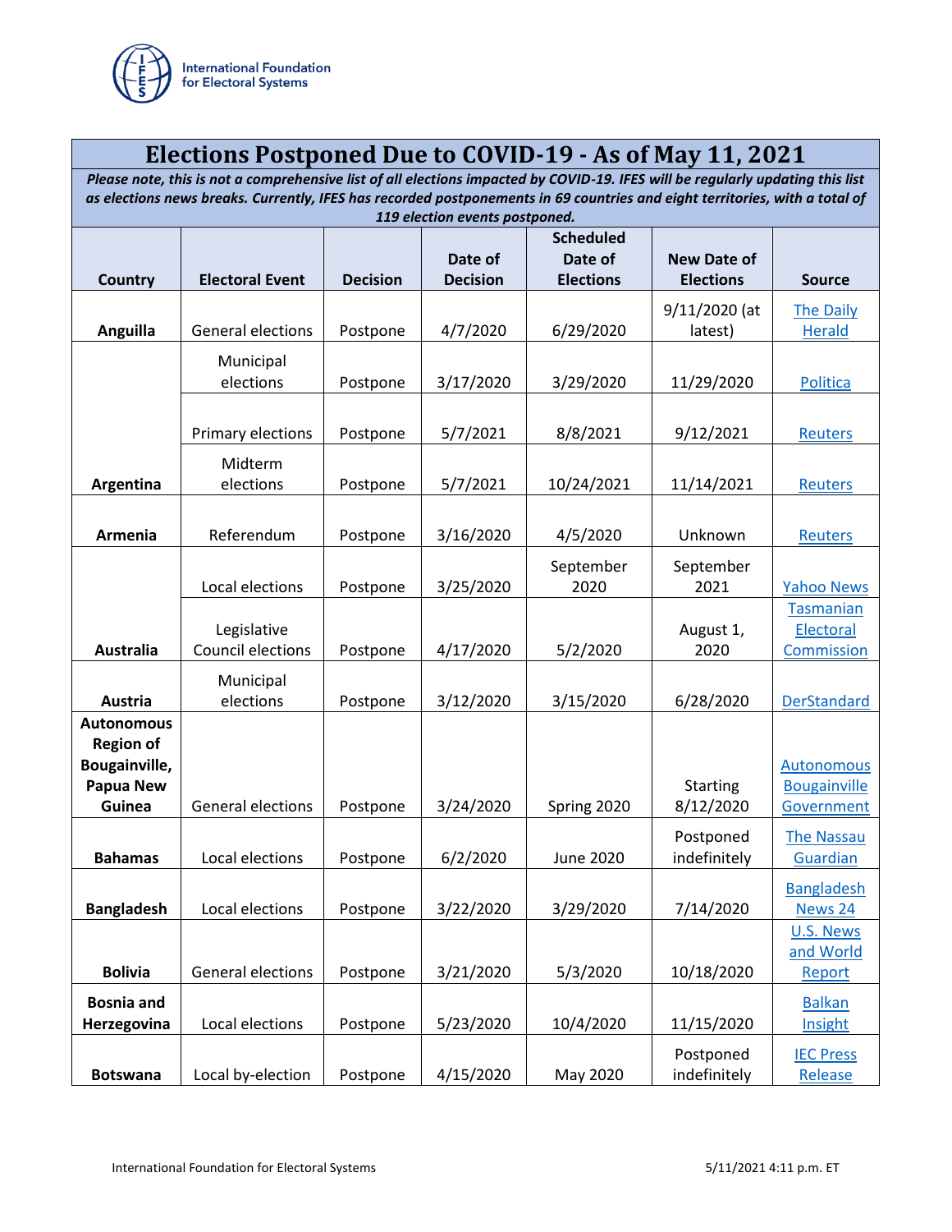# Elections Postponed Due to COVID-19 - As of May 11, 2021

***Please note, this is not a comprehensive list of all elections impacted by COVID-19. IFES will be regularly updating this list as elections news breaks. Currently, IFES has recorded postponements in 69 countries and eight territories, with a total of 119 election events postponed.***

| Country | Electoral Event | Decision | Date of Decision | Scheduled Date of Elections | New Date of Elections | Source |
|---|---|---|---|---|---|---|
| **Anguilla** | General elections | Postpone | 4/7/2020 | 6/29/2020 | 9/11/2020 (at latest) | The Daily Herald |
| **Argentina** | Municipal elections | Postpone | 3/17/2020 | 3/29/2020 | 11/29/2020 | Politica |
| | Primary elections | Postpone | 5/7/2021 | 8/8/2021 | 9/12/2021 | Reuters |
| | Midterm elections | Postpone | 5/7/2021 | 10/24/2021 | 11/14/2021 | Reuters |
| **Armenia** | Referendum | Postpone | 3/16/2020 | 4/5/2020 | Unknown | Reuters |
| **Australia** | Local elections | Postpone | 3/25/2020 | September 2020 | September 2021 | Yahoo News |
| | Legislative Council elections | Postpone | 4/17/2020 | 5/2/2020 | August 1, 2020 | Tasmanian Electoral Commission |
| **Austria** | Municipal elections | Postpone | 3/12/2020 | 3/15/2020 | 6/28/2020 | DerStandard |
| **Autonomous Region of Bougainville, Papua New Guinea** | General elections | Postpone | 3/24/2020 | Spring 2020 | Starting 8/12/2020 | Autonomous Bougainville Government |
| **Bahamas** | Local elections | Postpone | 6/2/2020 | June 2020 | Postponed indefinitely | The Nassau Guardian |
| **Bangladesh** | Local elections | Postpone | 3/22/2020 | 3/29/2020 | 7/14/2020 | Bangladesh News 24 |
| **Bolivia** | General elections | Postpone | 3/21/2020 | 5/3/2020 | 10/18/2020 | U.S. News and World Report |
| **Bosnia and Herzegovina** | Local elections | Postpone | 5/23/2020 | 10/4/2020 | 11/15/2020 | Balkan Insight |
| **Botswana** | Local by-election | Postpone | 4/15/2020 | May 2020 | Postponed indefinitely | IEC Press Release |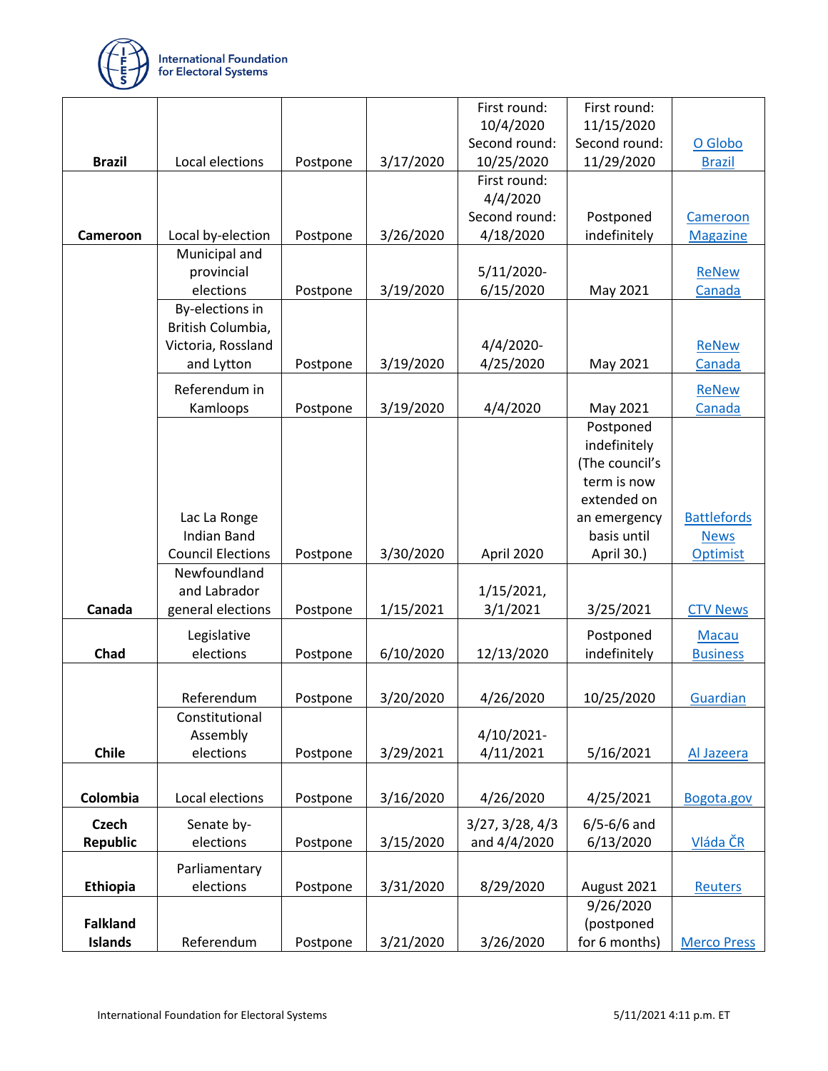| Brazil | Local elections | Postpone | 3/17/2020 | First round: 10/4/2020 Second round: 10/25/2020 | First round: 11/15/2020 Second round: 11/29/2020 | O Globo Brazil |
|---|---|---|---|---|---|---|
| Cameroon | Local by-election | Postpone | 3/26/2020 | First round: 4/4/2020 Second round: 4/18/2020 | Postponed indefinitely | Cameroon Magazine |
| Canada | Municipal and provincial elections | Postpone | 3/19/2020 | 5/11/2020-6/15/2020 | May 2021 | ReNew Canada |
| | By-elections in British Columbia, Victoria, Rossland and Lytton | Postpone | 3/19/2020 | 4/4/2020-4/25/2020 | May 2021 | ReNew Canada |
| | Referendum in Kamloops | Postpone | 3/19/2020 | 4/4/2020 | May 2021 | ReNew Canada |
| | Lac La Ronge Indian Band Council Elections | Postpone | 3/30/2020 | April 2020 | Postponed indefinitely (The council's term is now extended on an emergency basis until April 30.) | Battlefords News Optimist |
| | Newfoundland and Labrador general elections | Postpone | 1/15/2021 | 1/15/2021, 3/1/2021 | 3/25/2021 | CTV News |
| Chad | Legislative elections | Postpone | 6/10/2020 | 12/13/2020 | Postponed indefinitely | Macau Business |
| Chile | Referendum | Postpone | 3/20/2020 | 4/26/2020 | 10/25/2020 | Guardian |
| | Constitutional Assembly elections | Postpone | 3/29/2021 | 4/10/2021-4/11/2021 | 5/16/2021 | Al Jazeera |
| Colombia | Local elections | Postpone | 3/16/2020 | 4/26/2020 | 4/25/2021 | Bogota.gov |
| Czech Republic | Senate by-elections | Postpone | 3/15/2020 | 3/27, 3/28, 4/3 and 4/4/2020 | 6/5-6/6 and 6/13/2020 | Vláda ČR |
| Ethiopia | Parliamentary elections | Postpone | 3/31/2020 | 8/29/2020 | August 2021 | Reuters |
| Falkland Islands | Referendum | Postpone | 3/21/2020 | 3/26/2020 | 9/26/2020 (postponed for 6 months) | Merco Press |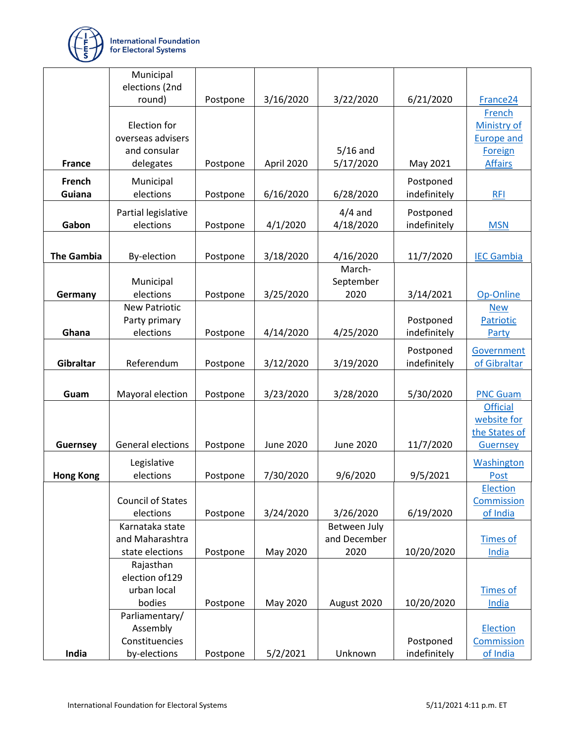| | | | | | | |
|---|---|---|---|---|---|---|
| | Municipal elections (2nd round) | Postpone | 3/16/2020 | 3/22/2020 | 6/21/2020 | France24 |
| **France** | Election for overseas advisers and consular delegates | Postpone | April 2020 | 5/16 and 5/17/2020 | May 2021 | French Ministry of Europe and Foreign Affairs |
| **French Guiana** | Municipal elections | Postpone | 6/16/2020 | 6/28/2020 | Postponed indefinitely | RFI |
| **Gabon** | Partial legislative elections | Postpone | 4/1/2020 | 4/4 and 4/18/2020 | Postponed indefinitely | MSN |
| **The Gambia** | By-election | Postpone | 3/18/2020 | 4/16/2020 | 11/7/2020 | IEC Gambia |
| **Germany** | Municipal elections | Postpone | 3/25/2020 | March-September 2020 | 3/14/2021 | Op-Online |
| **Ghana** | New Patriotic Party primary elections | Postpone | 4/14/2020 | 4/25/2020 | Postponed indefinitely | New Patriotic Party |
| **Gibraltar** | Referendum | Postpone | 3/12/2020 | 3/19/2020 | Postponed indefinitely | Government of Gibraltar |
| **Guam** | Mayoral election | Postpone | 3/23/2020 | 3/28/2020 | 5/30/2020 | PNC Guam |
| **Guernsey** | General elections | Postpone | June 2020 | June 2020 | 11/7/2020 | Official website for the States of Guernsey |
| **Hong Kong** | Legislative elections | Postpone | 7/30/2020 | 9/6/2020 | 9/5/2021 | Washington Post |
| | Council of States elections | Postpone | 3/24/2020 | 3/26/2020 | 6/19/2020 | Election Commission of India |
| | Karnataka state and Maharashtra state elections | Postpone | May 2020 | Between July and December 2020 | 10/20/2020 | Times of India |
| | Rajasthan election of129 urban local bodies | Postpone | May 2020 | August 2020 | 10/20/2020 | Times of India |
| **India** | Parliamentary/ Assembly Constituencies by-elections | Postpone | 5/2/2021 | Unknown | Postponed indefinitely | Election Commission of India |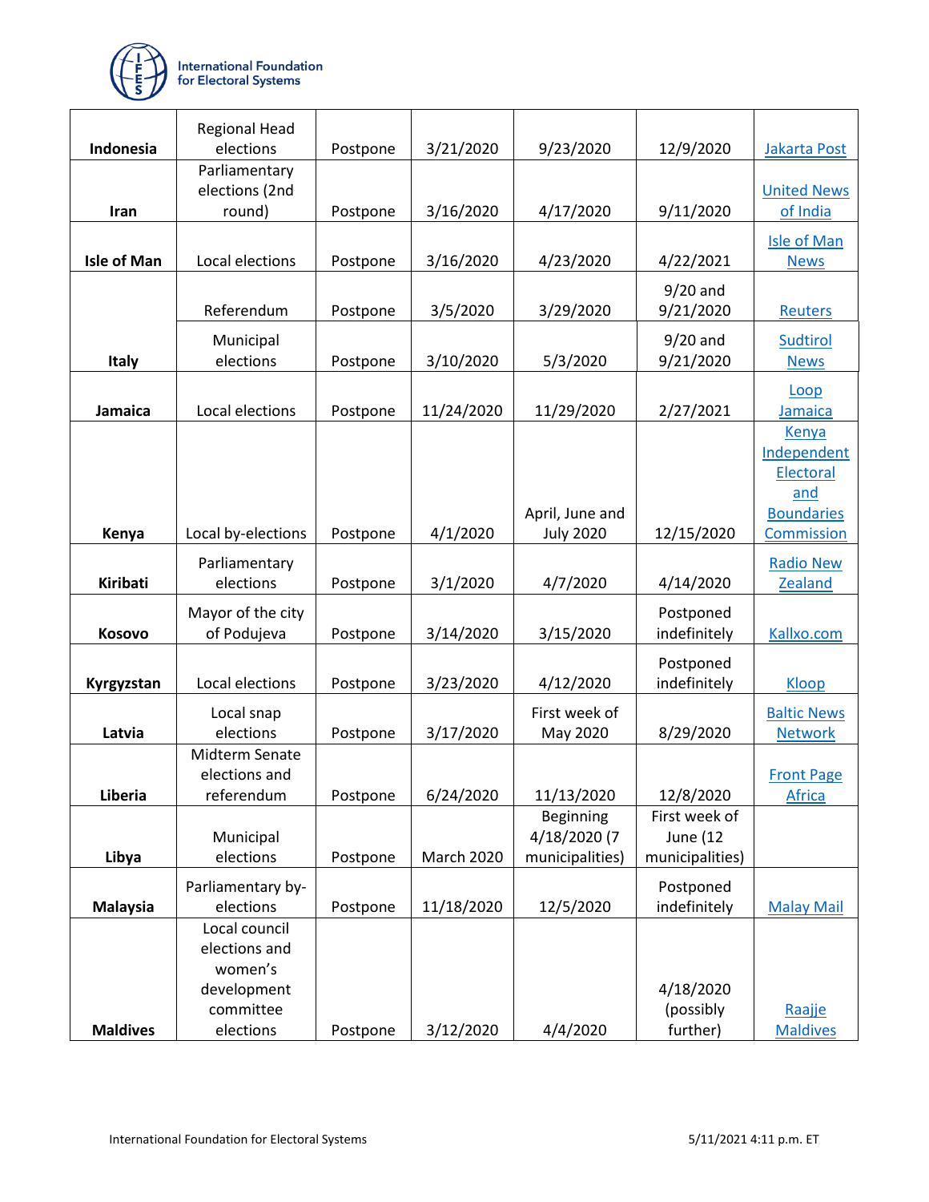| Indonesia | Regional Head elections | Postpone | 3/21/2020 | 9/23/2020 | 12/9/2020 | Jakarta Post |
|---|---|---|---|---|---|---|
| Iran | Parliamentary elections (2nd round) | Postpone | 3/16/2020 | 4/17/2020 | 9/11/2020 | United News of India |
| Isle of Man | Local elections | Postpone | 3/16/2020 | 4/23/2020 | 4/22/2021 | Isle of Man News |
| Italy | Referendum | Postpone | 3/5/2020 | 3/29/2020 | 9/20 and 9/21/2020 | Reuters |
| | Municipal elections | Postpone | 3/10/2020 | 5/3/2020 | 9/20 and 9/21/2020 | Sudtirol News |
| Jamaica | Local elections | Postpone | 11/24/2020 | 11/29/2020 | 2/27/2021 | Loop Jamaica |
| Kenya | Local by-elections | Postpone | 4/1/2020 | April, June and July 2020 | 12/15/2020 | Kenya Independent Electoral and Boundaries Commission |
| Kiribati | Parliamentary elections | Postpone | 3/1/2020 | 4/7/2020 | 4/14/2020 | Radio New Zealand |
| Kosovo | Mayor of the city of Podujeva | Postpone | 3/14/2020 | 3/15/2020 | Postponed indefinitely | Kallxo.com |
| Kyrgyzstan | Local elections | Postpone | 3/23/2020 | 4/12/2020 | Postponed indefinitely | Kloop |
| Latvia | Local snap elections | Postpone | 3/17/2020 | First week of May 2020 | 8/29/2020 | Baltic News Network |
| Liberia | Midterm Senate elections and referendum | Postpone | 6/24/2020 | 11/13/2020 | 12/8/2020 | Front Page Africa |
| Libya | Municipal elections | Postpone | March 2020 | Beginning 4/18/2020 (7 municipalities) | First week of June (12 municipalities) | |
| Malaysia | Parliamentary by-elections | Postpone | 11/18/2020 | 12/5/2020 | Postponed indefinitely | Malay Mail |
| Maldives | Local council elections and women's development committee elections | Postpone | 3/12/2020 | 4/4/2020 | 4/18/2020 (possibly further) | Raajje Maldives |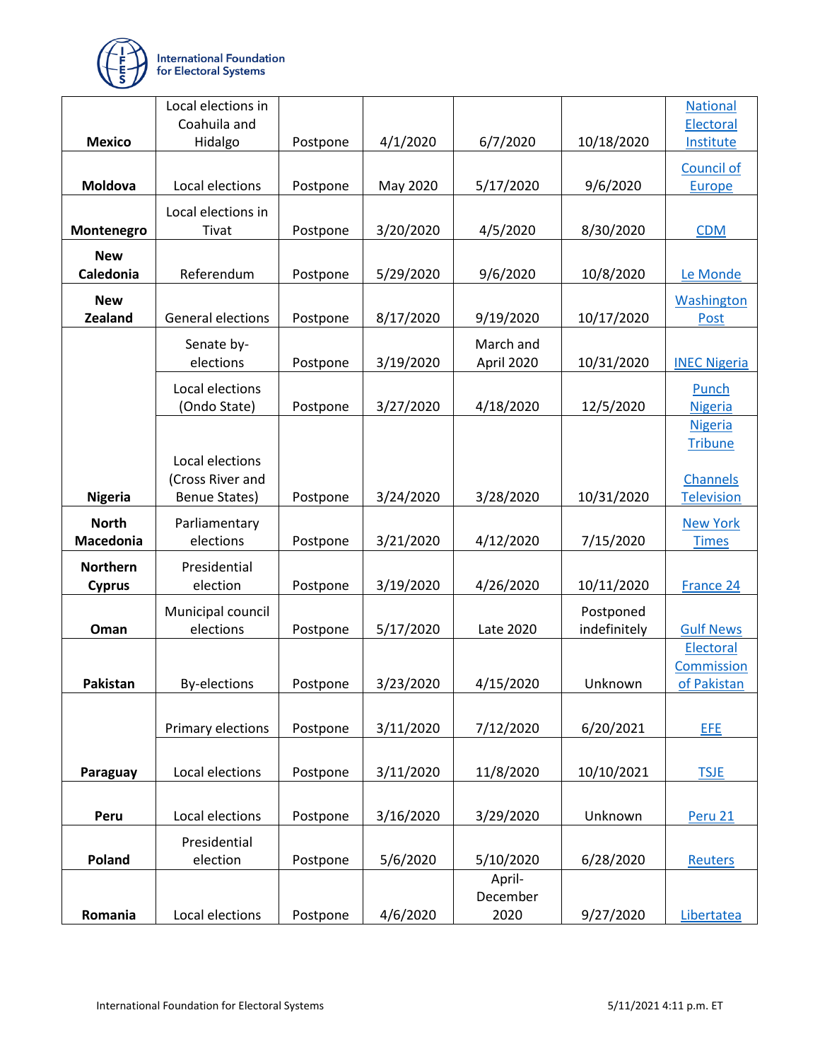| | | | | | | |
|---|---|---|---|---|---|---|
| **Mexico** | Local elections in Coahuila and Hidalgo | Postpone | 4/1/2020 | 6/7/2020 | 10/18/2020 | National Electoral Institute |
| **Moldova** | Local elections | Postpone | May 2020 | 5/17/2020 | 9/6/2020 | Council of Europe |
| **Montenegro** | Local elections in Tivat | Postpone | 3/20/2020 | 4/5/2020 | 8/30/2020 | CDM |
| **New Caledonia** | Referendum | Postpone | 5/29/2020 | 9/6/2020 | 10/8/2020 | Le Monde |
| **New Zealand** | General elections | Postpone | 8/17/2020 | 9/19/2020 | 10/17/2020 | Washington Post |
| **Nigeria** | Senate by-elections | Postpone | 3/19/2020 | March and April 2020 | 10/31/2020 | INEC Nigeria |
| | Local elections (Ondo State) | Postpone | 3/27/2020 | 4/18/2020 | 12/5/2020 | Punch Nigeria |
| | Local elections (Cross River and Benue States) | Postpone | 3/24/2020 | 3/28/2020 | 10/31/2020 | Nigeria Tribune<br><br>Channels Television |
| **North Macedonia** | Parliamentary elections | Postpone | 3/21/2020 | 4/12/2020 | 7/15/2020 | New York Times |
| **Northern Cyprus** | Presidential election | Postpone | 3/19/2020 | 4/26/2020 | 10/11/2020 | France 24 |
| **Oman** | Municipal council elections | Postpone | 5/17/2020 | Late 2020 | Postponed indefinitely | Gulf News |
| **Pakistan** | By-elections | Postpone | 3/23/2020 | 4/15/2020 | Unknown | Electoral Commission of Pakistan |
| **Paraguay** | Primary elections | Postpone | 3/11/2020 | 7/12/2020 | 6/20/2021 | EFE |
| | Local elections | Postpone | 3/11/2020 | 11/8/2020 | 10/10/2021 | TSJE |
| **Peru** | Local elections | Postpone | 3/16/2020 | 3/29/2020 | Unknown | Peru 21 |
| **Poland** | Presidential election | Postpone | 5/6/2020 | 5/10/2020 | 6/28/2020 | Reuters |
| **Romania** | Local elections | Postpone | 4/6/2020 | April-December 2020 | 9/27/2020 | Libertatea |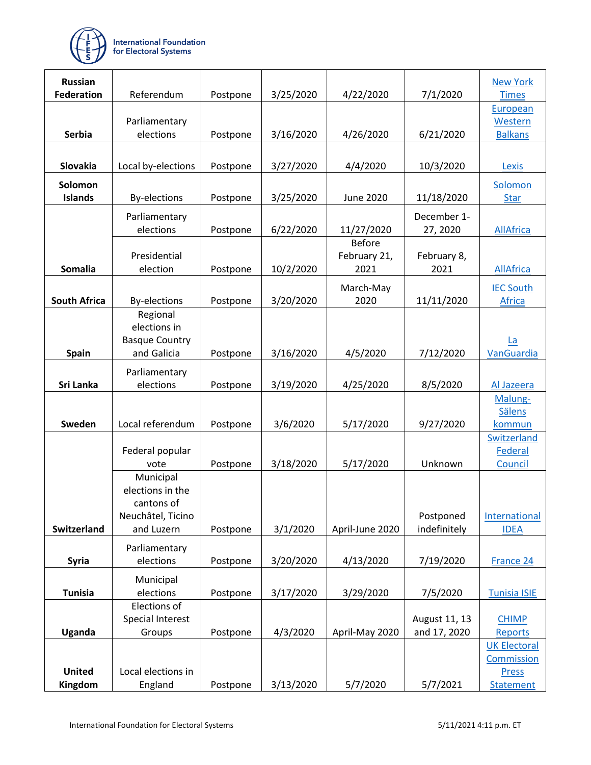| | | | | | | |
|---|---|---|---|---|---|---|
| **Russian Federation** | Referendum | Postpone | 3/25/2020 | 4/22/2020 | 7/1/2020 | New York Times |
| **Serbia** | Parliamentary elections | Postpone | 3/16/2020 | 4/26/2020 | 6/21/2020 | European Western Balkans |
| **Slovakia** | Local by-elections | Postpone | 3/27/2020 | 4/4/2020 | 10/3/2020 | Lexis |
| **Solomon Islands** | By-elections | Postpone | 3/25/2020 | June 2020 | 11/18/2020 | Solomon Star |
| **Somalia** | Parliamentary elections | Postpone | 6/22/2020 | 11/27/2020 | December 1-27, 2020 | AllAfrica |
| | Presidential election | Postpone | 10/2/2020 | Before February 21, 2021 | February 8, 2021 | AllAfrica |
| **South Africa** | By-elections | Postpone | 3/20/2020 | March-May 2020 | 11/11/2020 | IEC South Africa |
| **Spain** | Regional elections in Basque Country and Galicia | Postpone | 3/16/2020 | 4/5/2020 | 7/12/2020 | La VanGuardia |
| **Sri Lanka** | Parliamentary elections | Postpone | 3/19/2020 | 4/25/2020 | 8/5/2020 | Al Jazeera |
| **Sweden** | Local referendum | Postpone | 3/6/2020 | 5/17/2020 | 9/27/2020 | Malung-Sälens kommun |
| **Switzerland** | Federal popular vote | Postpone | 3/18/2020 | 5/17/2020 | Unknown | Switzerland Federal Council |
| | Municipal elections in the cantons of Neuchâtel, Ticino and Luzern | Postpone | 3/1/2020 | April-June 2020 | Postponed indefinitely | International IDEA |
| **Syria** | Parliamentary elections | Postpone | 3/20/2020 | 4/13/2020 | 7/19/2020 | France 24 |
| **Tunisia** | Municipal elections | Postpone | 3/17/2020 | 3/29/2020 | 7/5/2020 | Tunisia ISIE |
| **Uganda** | Elections of Special Interest Groups | Postpone | 4/3/2020 | April-May 2020 | August 11, 13 and 17, 2020 | CHIMP Reports |
| **United Kingdom** | Local elections in England | Postpone | 3/13/2020 | 5/7/2020 | 5/7/2021 | UK Electoral Commission Press Statement |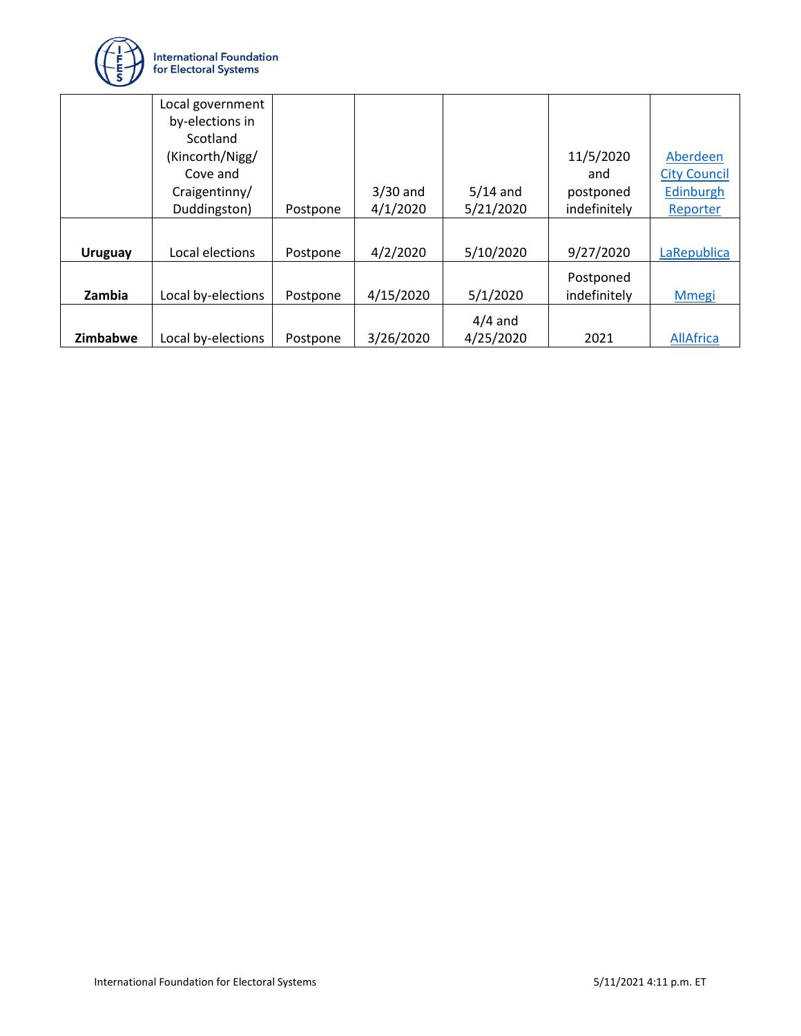| | | | | | | |
|---|---|---|---|---|---|---|
| | Local government by-elections in Scotland (Kincorth/Nigg/ Cove and Craigentinny/ Duddingston) | Postpone | 3/30 and 4/1/2020 | 5/14 and 5/21/2020 | 11/5/2020 and postponed indefinitely | Aberdeen City Council Edinburgh Reporter |
| **Uruguay** | Local elections | Postpone | 4/2/2020 | 5/10/2020 | 9/27/2020 | LaRepublica |
| **Zambia** | Local by-elections | Postpone | 4/15/2020 | 5/1/2020 | Postponed indefinitely | Mmegi |
| **Zimbabwe** | Local by-elections | Postpone | 3/26/2020 | 4/4 and 4/25/2020 | 2021 | AllAfrica |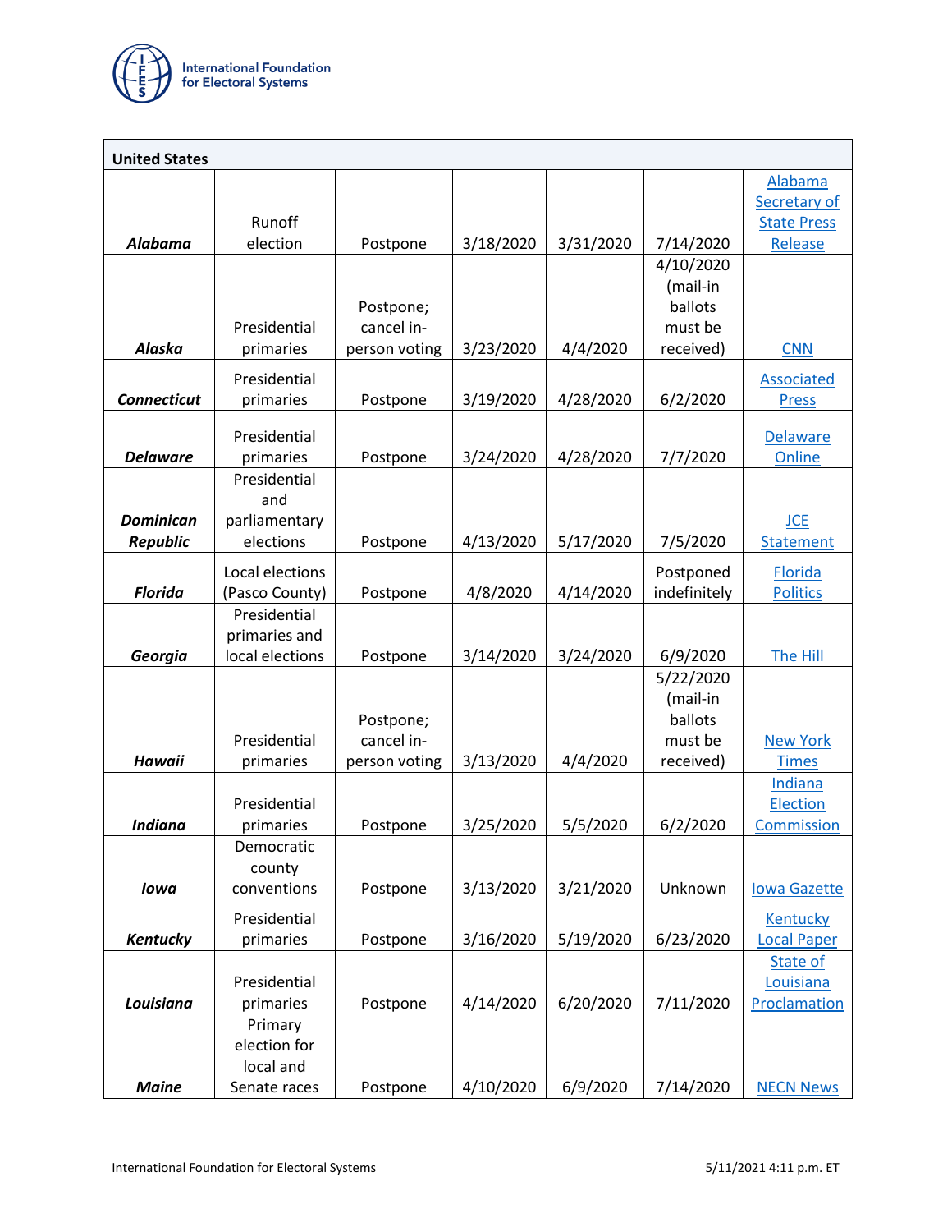| United States | | | | | | |
|---|---|---|---|---|---|---|
| ***Alabama*** | Runoff election | Postpone | 3/18/2020 | 3/31/2020 | 7/14/2020 | Alabama Secretary of State Press Release |
| ***Alaska*** | Presidential primaries | Postpone; cancel in-person voting | 3/23/2020 | 4/4/2020 | 4/10/2020 (mail-in ballots must be received) | CNN |
| ***Connecticut*** | Presidential primaries | Postpone | 3/19/2020 | 4/28/2020 | 6/2/2020 | Associated Press |
| ***Delaware*** | Presidential primaries | Postpone | 3/24/2020 | 4/28/2020 | 7/7/2020 | Delaware Online |
| ***Dominican Republic*** | Presidential and parliamentary elections | Postpone | 4/13/2020 | 5/17/2020 | 7/5/2020 | JCE Statement |
| ***Florida*** | Local elections (Pasco County) | Postpone | 4/8/2020 | 4/14/2020 | Postponed indefinitely | Florida Politics |
| ***Georgia*** | Presidential primaries and local elections | Postpone | 3/14/2020 | 3/24/2020 | 6/9/2020 | The Hill |
| ***Hawaii*** | Presidential primaries | Postpone; cancel in-person voting | 3/13/2020 | 4/4/2020 | 5/22/2020 (mail-in ballots must be received) | New York Times |
| ***Indiana*** | Presidential primaries | Postpone | 3/25/2020 | 5/5/2020 | 6/2/2020 | Indiana Election Commission |
| ***Iowa*** | Democratic county conventions | Postpone | 3/13/2020 | 3/21/2020 | Unknown | Iowa Gazette |
| ***Kentucky*** | Presidential primaries | Postpone | 3/16/2020 | 5/19/2020 | 6/23/2020 | Kentucky Local Paper |
| ***Louisiana*** | Presidential primaries | Postpone | 4/14/2020 | 6/20/2020 | 7/11/2020 | State of Louisiana Proclamation |
| ***Maine*** | Primary election for local and Senate races | Postpone | 4/10/2020 | 6/9/2020 | 7/14/2020 | NECN News |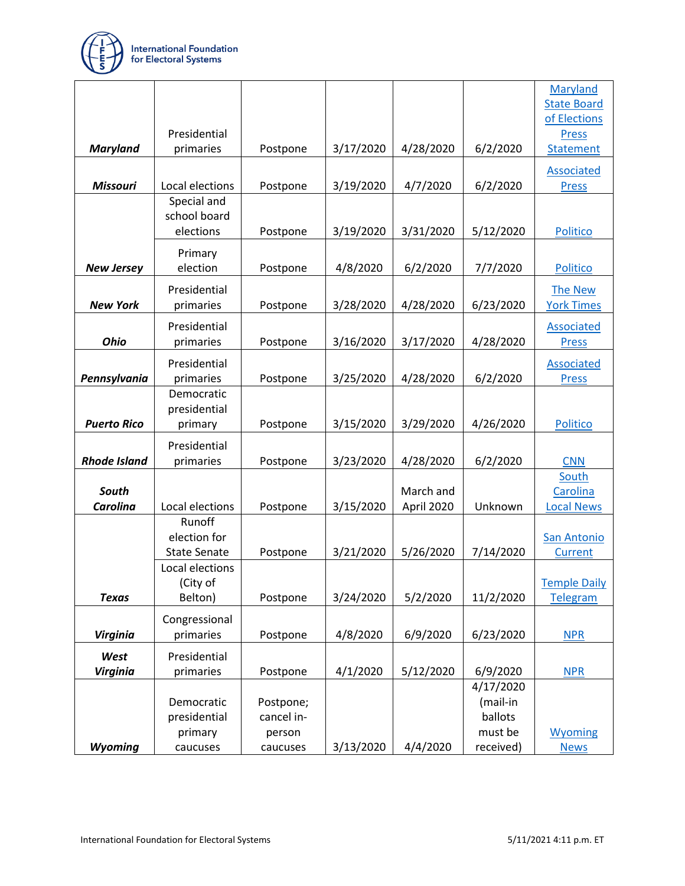| | | | | | | |
|---|---|---|---|---|---|---|
| ***Maryland*** | Presidential primaries | Postpone | 3/17/2020 | 4/28/2020 | 6/2/2020 | Maryland State Board of Elections Press Statement |
| ***Missouri*** | Local elections | Postpone | 3/19/2020 | 4/7/2020 | 6/2/2020 | Associated Press |
| | Special and school board elections | Postpone | 3/19/2020 | 3/31/2020 | 5/12/2020 | Politico |
| ***New Jersey*** | Primary election | Postpone | 4/8/2020 | 6/2/2020 | 7/7/2020 | Politico |
| ***New York*** | Presidential primaries | Postpone | 3/28/2020 | 4/28/2020 | 6/23/2020 | The New York Times |
| ***Ohio*** | Presidential primaries | Postpone | 3/16/2020 | 3/17/2020 | 4/28/2020 | Associated Press |
| ***Pennsylvania*** | Presidential primaries | Postpone | 3/25/2020 | 4/28/2020 | 6/2/2020 | Associated Press |
| ***Puerto Rico*** | Democratic presidential primary | Postpone | 3/15/2020 | 3/29/2020 | 4/26/2020 | Politico |
| ***Rhode Island*** | Presidential primaries | Postpone | 3/23/2020 | 4/28/2020 | 6/2/2020 | CNN |
| ***South Carolina*** | Local elections | Postpone | 3/15/2020 | March and April 2020 | Unknown | South Carolina Local News |
| | Runoff election for State Senate | Postpone | 3/21/2020 | 5/26/2020 | 7/14/2020 | San Antonio Current |
| ***Texas*** | Local elections (City of Belton) | Postpone | 3/24/2020 | 5/2/2020 | 11/2/2020 | Temple Daily Telegram |
| ***Virginia*** | Congressional primaries | Postpone | 4/8/2020 | 6/9/2020 | 6/23/2020 | NPR |
| ***West Virginia*** | Presidential primaries | Postpone | 4/1/2020 | 5/12/2020 | 6/9/2020 | NPR |
| ***Wyoming*** | Democratic presidential primary caucuses | Postpone; cancel in-person caucuses | 3/13/2020 | 4/4/2020 | 4/17/2020 (mail-in ballots must be received) | Wyoming News |